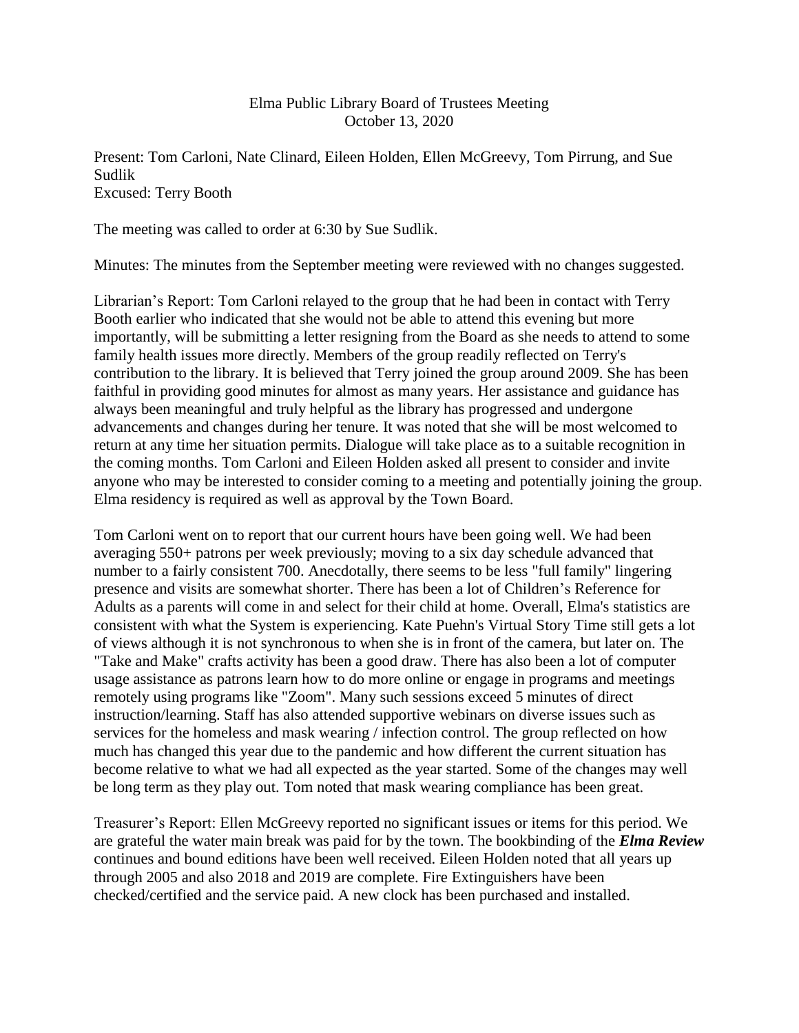# Elma Public Library Board of Trustees Meeting
October 13, 2020

Present: Tom Carloni, Nate Clinard, Eileen Holden, Ellen McGreevy, Tom Pirrung, and Sue Sudlik
Excused: Terry Booth

The meeting was called to order at 6:30 by Sue Sudlik.

Minutes: The minutes from the September meeting were reviewed with no changes suggested.

Librarian's Report: Tom Carloni relayed to the group that he had been in contact with Terry Booth earlier who indicated that she would not be able to attend this evening but more importantly, will be submitting a letter resigning from the Board as she needs to attend to some family health issues more directly. Members of the group readily reflected on Terry's contribution to the library. It is believed that Terry joined the group around 2009. She has been faithful in providing good minutes for almost as many years. Her assistance and guidance has always been meaningful and truly helpful as the library has progressed and undergone advancements and changes during her tenure. It was noted that she will be most welcomed to return at any time her situation permits. Dialogue will take place as to a suitable recognition in the coming months. Tom Carloni and Eileen Holden asked all present to consider and invite anyone who may be interested to consider coming to a meeting and potentially joining the group. Elma residency is required as well as approval by the Town Board.

Tom Carloni went on to report that our current hours have been going well. We had been averaging 550+ patrons per week previously; moving to a six day schedule advanced that number to a fairly consistent 700. Anecdotally, there seems to be less "full family" lingering presence and visits are somewhat shorter. There has been a lot of Children's Reference for Adults as a parents will come in and select for their child at home. Overall, Elma's statistics are consistent with what the System is experiencing. Kate Puehn's Virtual Story Time still gets a lot of views although it is not synchronous to when she is in front of the camera, but later on. The "Take and Make" crafts activity has been a good draw. There has also been a lot of computer usage assistance as patrons learn how to do more online or engage in programs and meetings remotely using programs like "Zoom". Many such sessions exceed 5 minutes of direct instruction/learning. Staff has also attended supportive webinars on diverse issues such as services for the homeless and mask wearing / infection control. The group reflected on how much has changed this year due to the pandemic and how different the current situation has become relative to what we had all expected as the year started. Some of the changes may well be long term as they play out. Tom noted that mask wearing compliance has been great.

Treasurer's Report: Ellen McGreevy reported no significant issues or items for this period. We are grateful the water main break was paid for by the town. The bookbinding of the ***Elma Review*** continues and bound editions have been well received. Eileen Holden noted that all years up through 2005 and also 2018 and 2019 are complete. Fire Extinguishers have been checked/certified and the service paid. A new clock has been purchased and installed.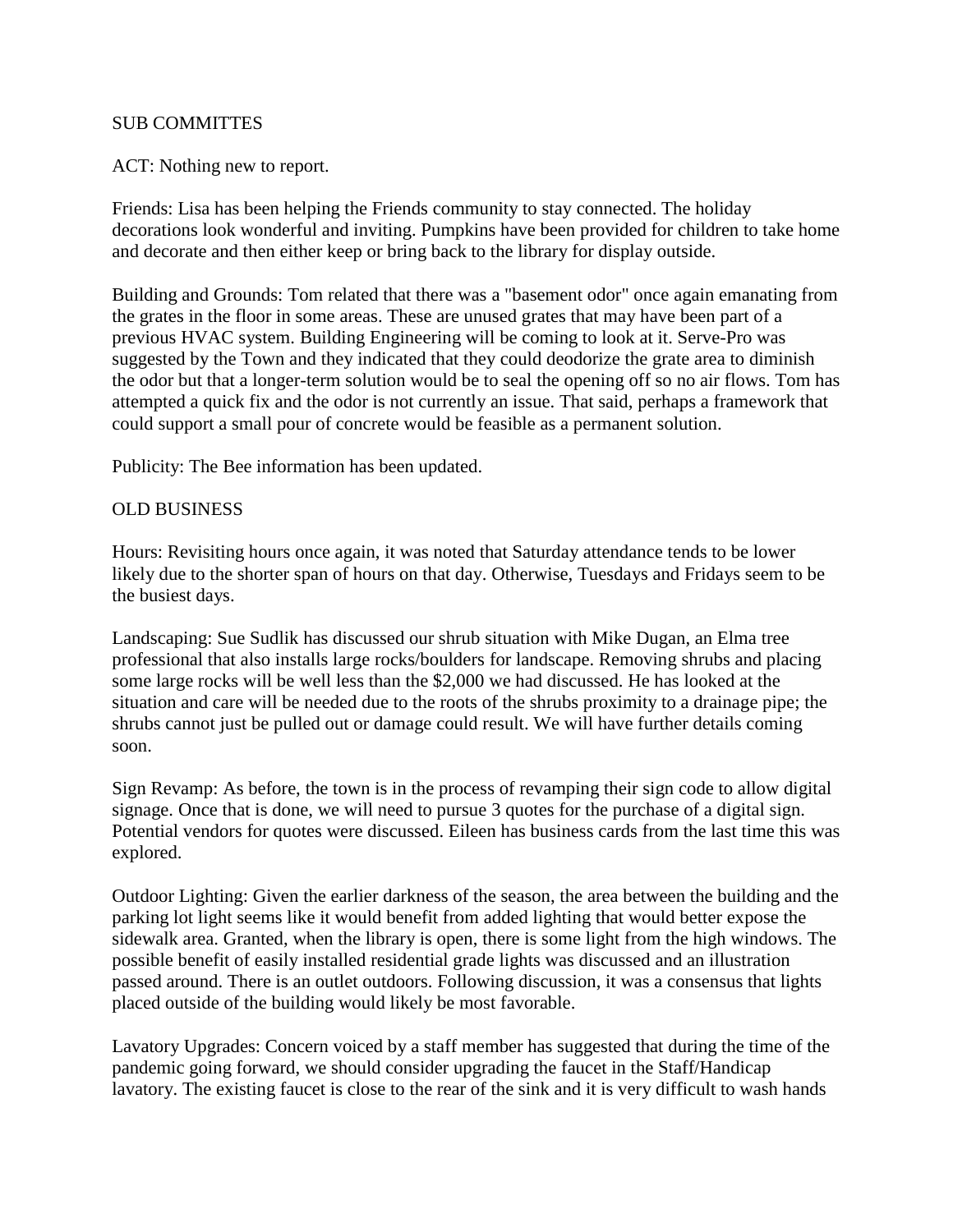## SUB COMMITTES

ACT: Nothing new to report.

Friends: Lisa has been helping the Friends community to stay connected. The holiday decorations look wonderful and inviting. Pumpkins have been provided for children to take home and decorate and then either keep or bring back to the library for display outside.

Building and Grounds: Tom related that there was a "basement odor" once again emanating from the grates in the floor in some areas. These are unused grates that may have been part of a previous HVAC system. Building Engineering will be coming to look at it. Serve-Pro was suggested by the Town and they indicated that they could deodorize the grate area to diminish the odor but that a longer-term solution would be to seal the opening off so no air flows. Tom has attempted a quick fix and the odor is not currently an issue. That said, perhaps a framework that could support a small pour of concrete would be feasible as a permanent solution.

Publicity: The Bee information has been updated.

## OLD BUSINESS

Hours: Revisiting hours once again, it was noted that Saturday attendance tends to be lower likely due to the shorter span of hours on that day. Otherwise, Tuesdays and Fridays seem to be the busiest days.

Landscaping: Sue Sudlik has discussed our shrub situation with Mike Dugan, an Elma tree professional that also installs large rocks/boulders for landscape. Removing shrubs and placing some large rocks will be well less than the $2,000 we had discussed. He has looked at the situation and care will be needed due to the roots of the shrubs proximity to a drainage pipe; the shrubs cannot just be pulled out or damage could result. We will have further details coming soon.

Sign Revamp: As before, the town is in the process of revamping their sign code to allow digital signage. Once that is done, we will need to pursue 3 quotes for the purchase of a digital sign. Potential vendors for quotes were discussed. Eileen has business cards from the last time this was explored.

Outdoor Lighting: Given the earlier darkness of the season, the area between the building and the parking lot light seems like it would benefit from added lighting that would better expose the sidewalk area. Granted, when the library is open, there is some light from the high windows. The possible benefit of easily installed residential grade lights was discussed and an illustration passed around. There is an outlet outdoors. Following discussion, it was a consensus that lights placed outside of the building would likely be most favorable.

Lavatory Upgrades: Concern voiced by a staff member has suggested that during the time of the pandemic going forward, we should consider upgrading the faucet in the Staff/Handicap lavatory. The existing faucet is close to the rear of the sink and it is very difficult to wash hands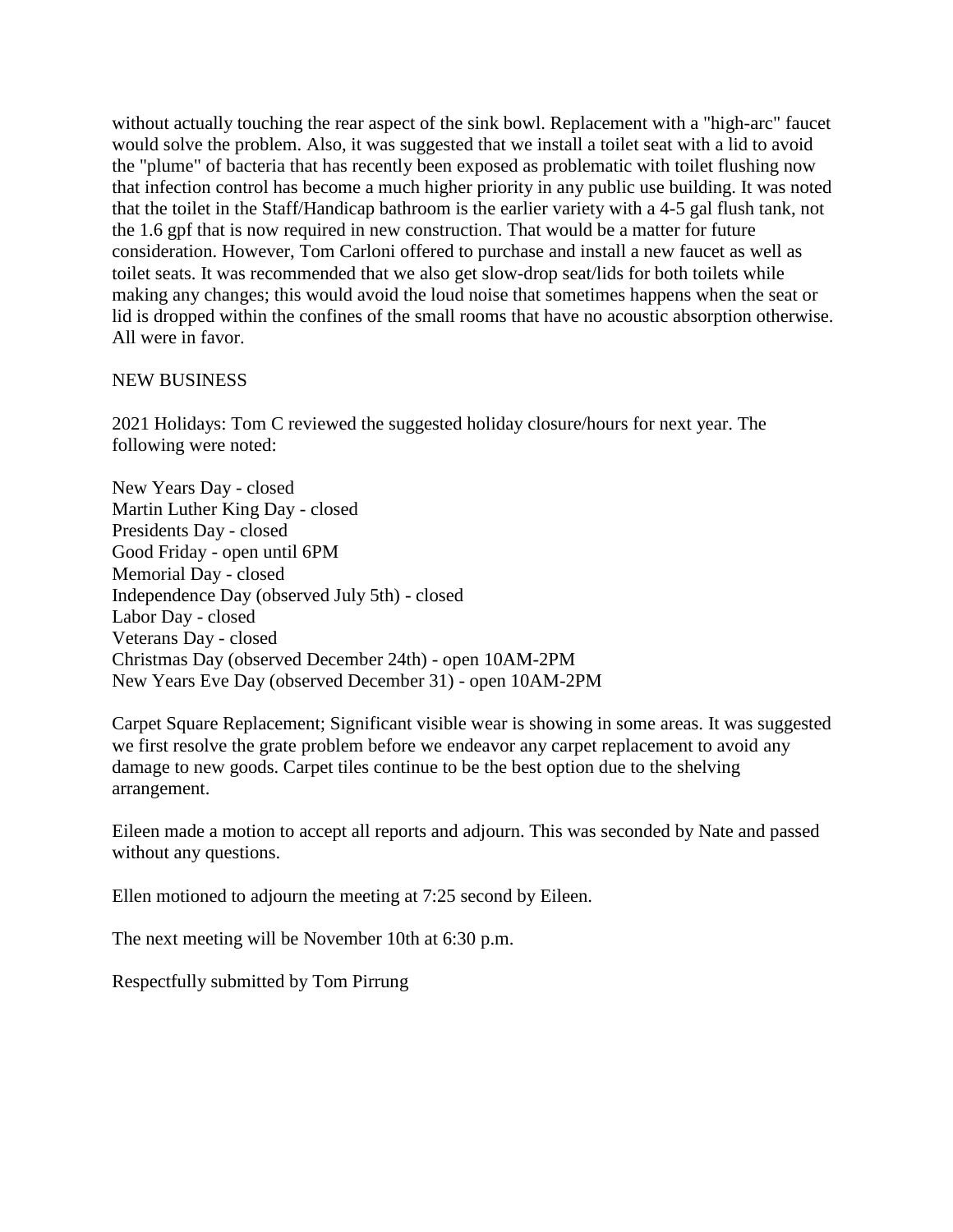without actually touching the rear aspect of the sink bowl. Replacement with a "high-arc" faucet would solve the problem. Also, it was suggested that we install a toilet seat with a lid to avoid the "plume" of bacteria that has recently been exposed as problematic with toilet flushing now that infection control has become a much higher priority in any public use building. It was noted that the toilet in the Staff/Handicap bathroom is the earlier variety with a 4-5 gal flush tank, not the 1.6 gpf that is now required in new construction. That would be a matter for future consideration. However, Tom Carloni offered to purchase and install a new faucet as well as toilet seats. It was recommended that we also get slow-drop seat/lids for both toilets while making any changes; this would avoid the loud noise that sometimes happens when the seat or lid is dropped within the confines of the small rooms that have no acoustic absorption otherwise. All were in favor.

NEW BUSINESS

2021 Holidays: Tom C reviewed the suggested holiday closure/hours for next year. The following were noted:

New Years Day - closed
Martin Luther King Day - closed
Presidents Day - closed
Good Friday - open until 6PM
Memorial Day - closed
Independence Day (observed July 5th) - closed
Labor Day - closed
Veterans Day - closed
Christmas Day (observed December 24th) - open 10AM-2PM
New Years Eve Day (observed December 31) - open 10AM-2PM

Carpet Square Replacement; Significant visible wear is showing in some areas. It was suggested we first resolve the grate problem before we endeavor any carpet replacement to avoid any damage to new goods. Carpet tiles continue to be the best option due to the shelving arrangement.

Eileen made a motion to accept all reports and adjourn. This was seconded by Nate and passed without any questions.

Ellen motioned to adjourn the meeting at 7:25 second by Eileen.

The next meeting will be November 10th at 6:30 p.m.

Respectfully submitted by Tom Pirrung